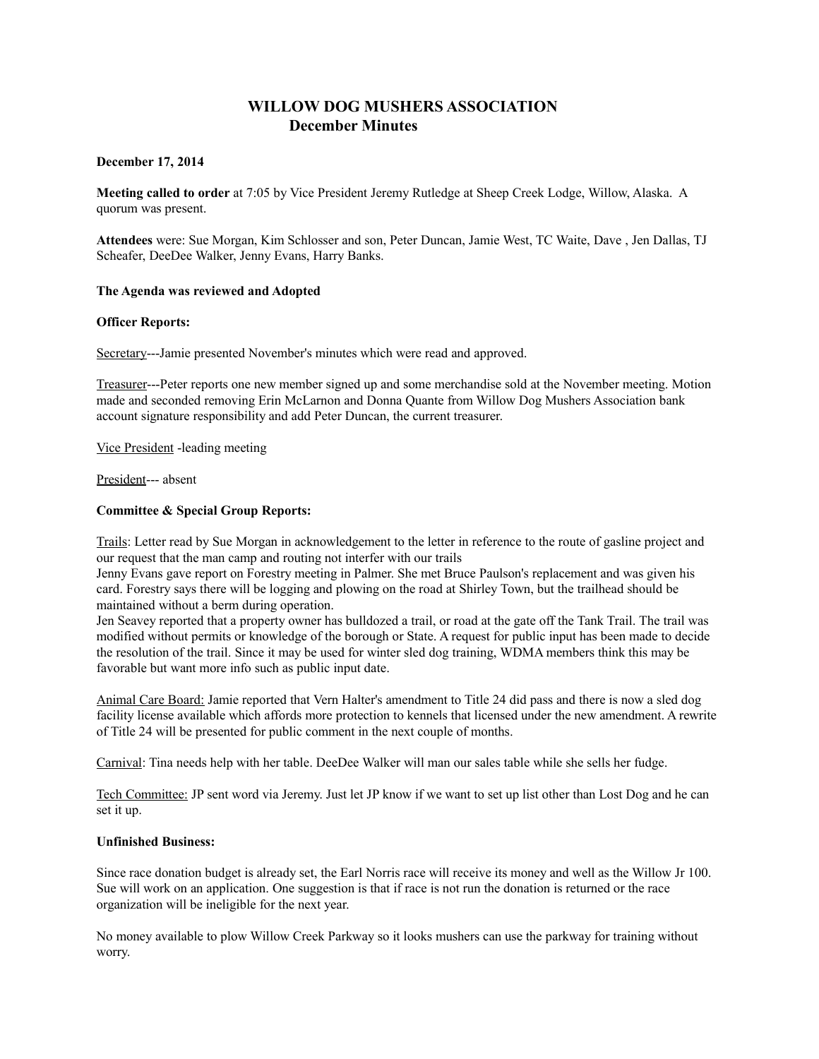# WILLOW DOG MUSHERS ASSOCIATION
## December Minutes

**December 17, 2014**

**Meeting called to order** at 7:05 by Vice President Jeremy Rutledge at Sheep Creek Lodge, Willow, Alaska. A quorum was present.

**Attendees** were: Sue Morgan, Kim Schlosser and son, Peter Duncan, Jamie West, TC Waite, Dave , Jen Dallas, TJ Scheafer, DeeDee Walker, Jenny Evans, Harry Banks.

**The Agenda was reviewed and Adopted**

**Officer Reports:**

Secretary---Jamie presented November's minutes which were read and approved.

Treasurer---Peter reports one new member signed up and some merchandise sold at the November meeting. Motion made and seconded removing Erin McLarnon and Donna Quante from Willow Dog Mushers Association bank account signature responsibility and add Peter Duncan, the current treasurer.

Vice President -leading meeting

President--- absent

**Committee & Special Group Reports:**

Trails: Letter read by Sue Morgan in acknowledgement to the letter in reference to the route of gasline project and our request that the man camp and routing not interfer with our trails
Jenny Evans gave report on Forestry meeting in Palmer. She met Bruce Paulson's replacement and was given his card. Forestry says there will be logging and plowing on the road at Shirley Town, but the trailhead should be maintained without a berm during operation.
Jen Seavey reported that a property owner has bulldozed a trail, or road at the gate off the Tank Trail. The trail was modified without permits or knowledge of the borough or State. A request for public input has been made to decide the resolution of the trail. Since it may be used for winter sled dog training, WDMA members think this may be favorable but want more info such as public input date.

Animal Care Board: Jamie reported that Vern Halter's amendment to Title 24 did pass and there is now a sled dog facility license available which affords more protection to kennels that licensed under the new amendment. A rewrite of Title 24 will be presented for public comment in the next couple of months.

Carnival: Tina needs help with her table. DeeDee Walker will man our sales table while she sells her fudge.

Tech Committee: JP sent word via Jeremy. Just let JP know if we want to set up list other than Lost Dog and he can set it up.

**Unfinished Business:**

Since race donation budget is already set, the Earl Norris race will receive its money and well as the Willow Jr 100. Sue will work on an application. One suggestion is that if race is not run the donation is returned or the race organization will be ineligible for the next year.

No money available to plow Willow Creek Parkway so it looks mushers can use the parkway for training without worry.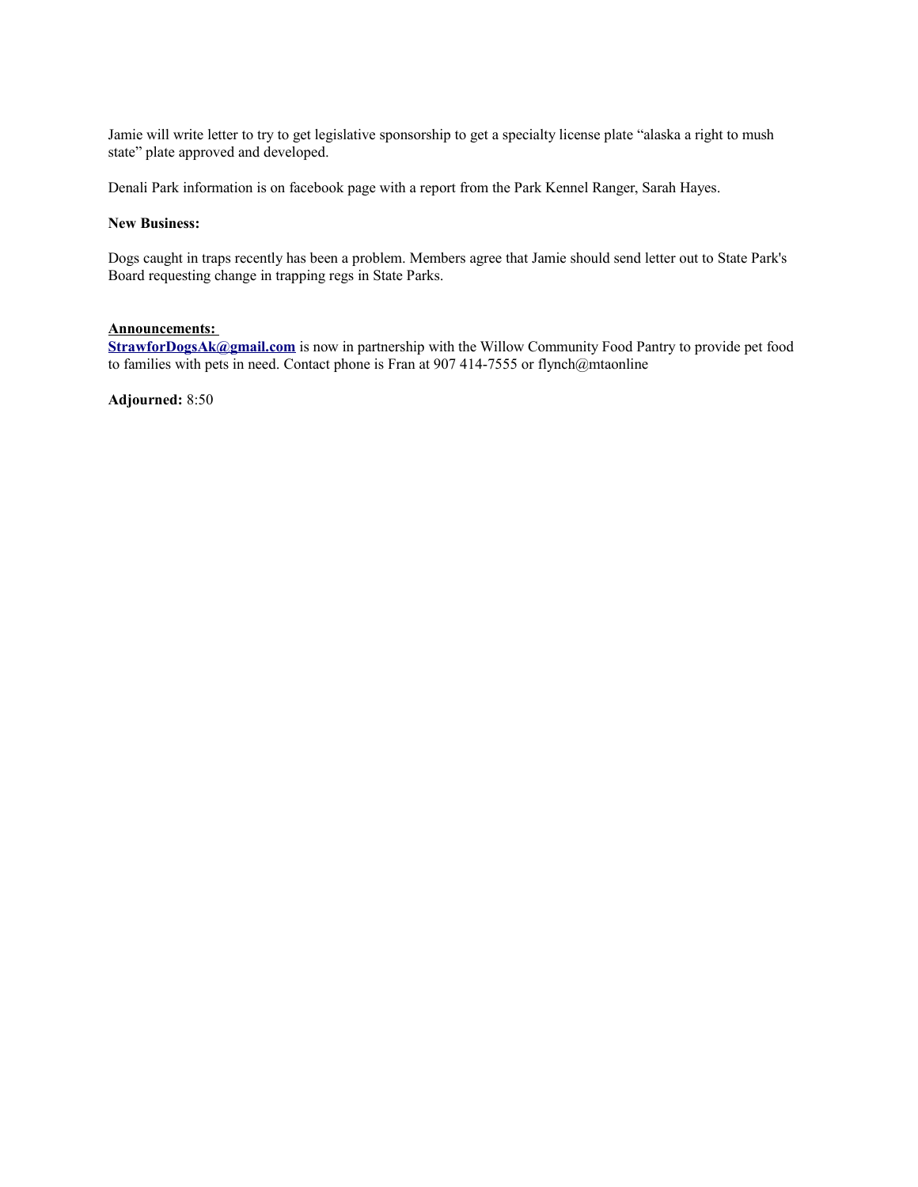Jamie will write letter to try to get legislative sponsorship to get a specialty license plate "alaska a right to mush state" plate approved and developed.

Denali Park information is on facebook page with a report from the Park Kennel Ranger, Sarah Hayes.

**New Business:**

Dogs caught in traps recently has been a problem. Members agree that Jamie should send letter out to State Park's Board requesting change in trapping regs in State Parks.

**Announcements:**

**StrawforDogsAk@gmail.com** is now in partnership with the Willow Community Food Pantry to provide pet food to families with pets in need. Contact phone is Fran at 907 414-7555 or flynch@mtaonline

**Adjourned:** 8:50